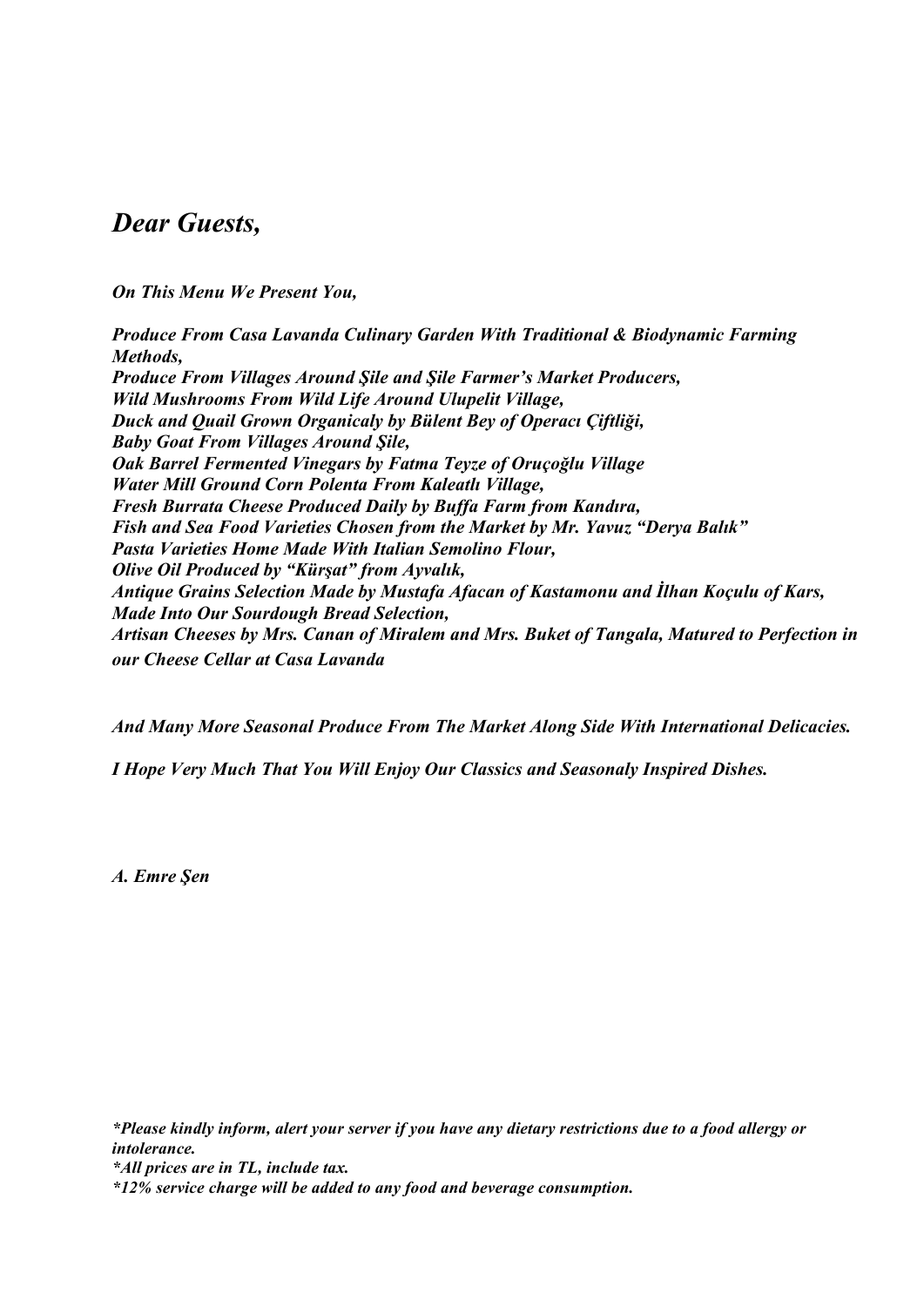# *Dear Guests,*

***On This Menu We Present You,***

***Produce From Casa Lavanda Culinary Garden With Traditional & Biodynamic Farming Methods,***
***Produce From Villages Around Şile and Şile Farmer's Market Producers,***
***Wild Mushrooms From Wild Life Around Ulupelit Village,***
***Duck and Quail Grown Organicaly by Bülent Bey of Operacı Çiftliği,***
***Baby Goat From Villages Around Şile,***
***Oak Barrel Fermented Vinegars by Fatma Teyze of Oruçoğlu Village***
***Water Mill Ground Corn Polenta From Kaleatlı Village,***
***Fresh Burrata Cheese Produced Daily by Buffa Farm from Kandıra,***
***Fish and Sea Food Varieties Chosen from the Market by Mr. Yavuz "Derya Balık"***
***Pasta Varieties Home Made With Italian Semolino Flour,***
***Olive Oil Produced by "Kürşat" from Ayvalık,***
***Antique Grains Selection Made by Mustafa Afacan of Kastamonu and İlhan Koçulu of Kars, Made Into Our Sourdough Bread Selection,***
***Artisan Cheeses by Mrs. Canan of Miralem and Mrs. Buket of Tangala, Matured to Perfection in our Cheese Cellar at Casa Lavanda***

***And Many More Seasonal Produce From The Market Along Side With International Delicacies.***

***I Hope Very Much That You Will Enjoy Our Classics and Seasonaly Inspired Dishes.***

***A. Emre Şen***

***\*Please kindly inform, alert your server if you have any dietary restrictions due to a food allergy or intolerance.***
***\*All prices are in TL, include tax.***
***\*12% service charge will be added to any food and beverage consumption.***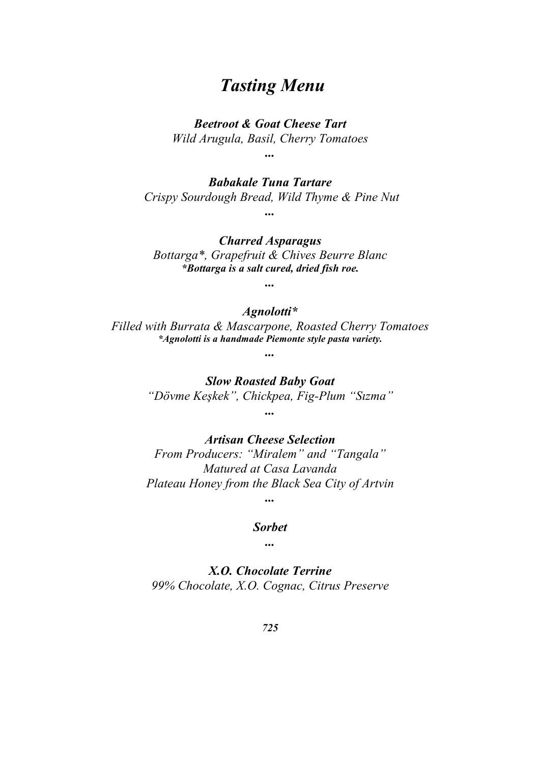# *Tasting Menu*

***Beetroot & Goat Cheese Tart***
*Wild Arugula, Basil, Cherry Tomatoes*

***...***

***Babakale Tuna Tartare***
*Crispy Sourdough Bread, Wild Thyme & Pine Nut*

***...***

***Charred Asparagus***
*Bottarga*, Grapefruit & Chives Beurre Blanc*
***Bottarga is a salt cured, dried fish roe.***

***...***

***Agnolotti****
*Filled with Burrata & Mascarpone, Roasted Cherry Tomatoes*
***Agnolotti is a handmade Piemonte style pasta variety.***

***...***

***Slow Roasted Baby Goat***
*"Dövme Keşkek", Chickpea, Fig-Plum "Sızma"*

***...***

***Artisan Cheese Selection***
*From Producers: "Miralem" and "Tangala"*
*Matured at Casa Lavanda*
*Plateau Honey from the Black Sea City of Artvin*

***...***

***Sorbet***

***...***

***X.O. Chocolate Terrine***
*99% Chocolate, X.O. Cognac, Citrus Preserve*

***725***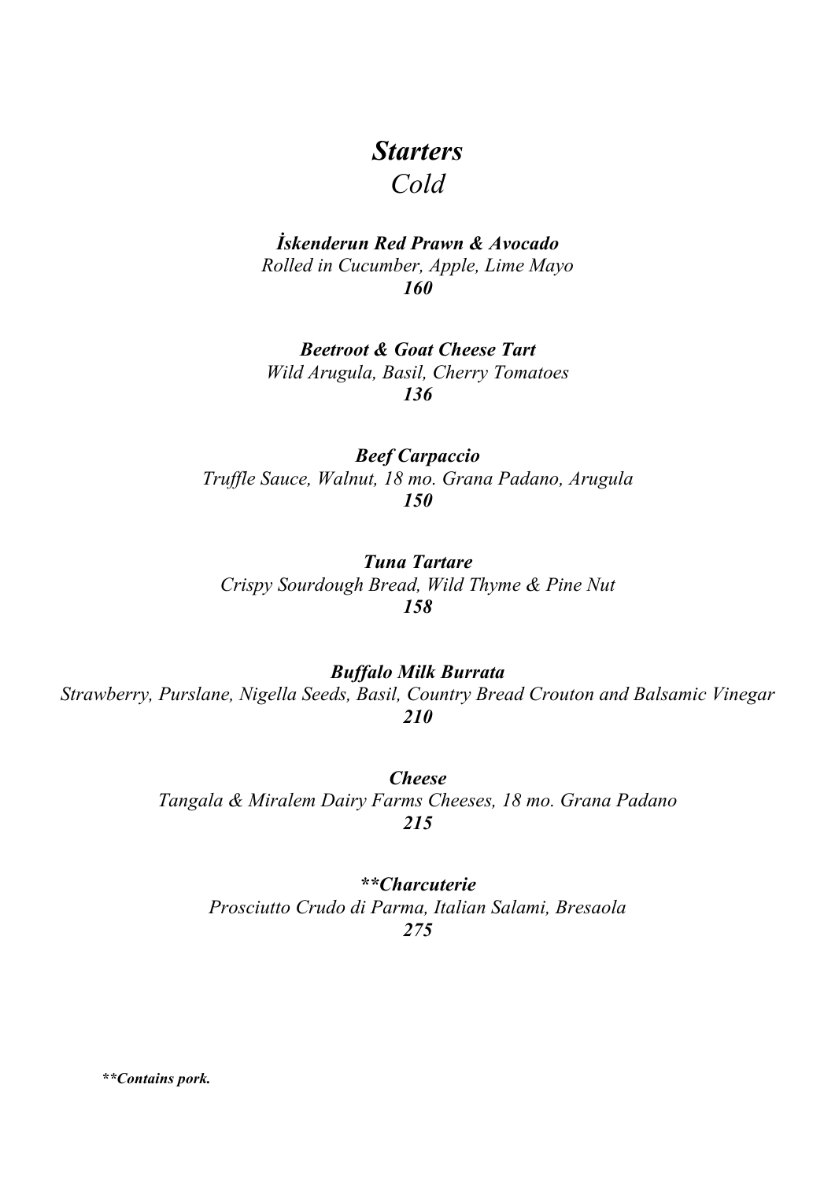# *Starters*

## *Cold*

***İskenderun Red Prawn & Avocado***
*Rolled in Cucumber, Apple, Lime Mayo*
***160***

***Beetroot & Goat Cheese Tart***
*Wild Arugula, Basil, Cherry Tomatoes*
***136***

***Beef Carpaccio***
*Truffle Sauce, Walnut, 18 mo. Grana Padano, Arugula*
***150***

***Tuna Tartare***
*Crispy Sourdough Bread, Wild Thyme & Pine Nut*
***158***

***Buffalo Milk Burrata***
*Strawberry, Purslane, Nigella Seeds, Basil, Country Bread Crouton and Balsamic Vinegar*
***210***

***Cheese***
*Tangala & Miralem Dairy Farms Cheeses, 18 mo. Grana Padano*
***215***

***\*\*Charcuterie***
*Prosciutto Crudo di Parma, Italian Salami, Bresaola*
***275***

***\*\*Contains pork.***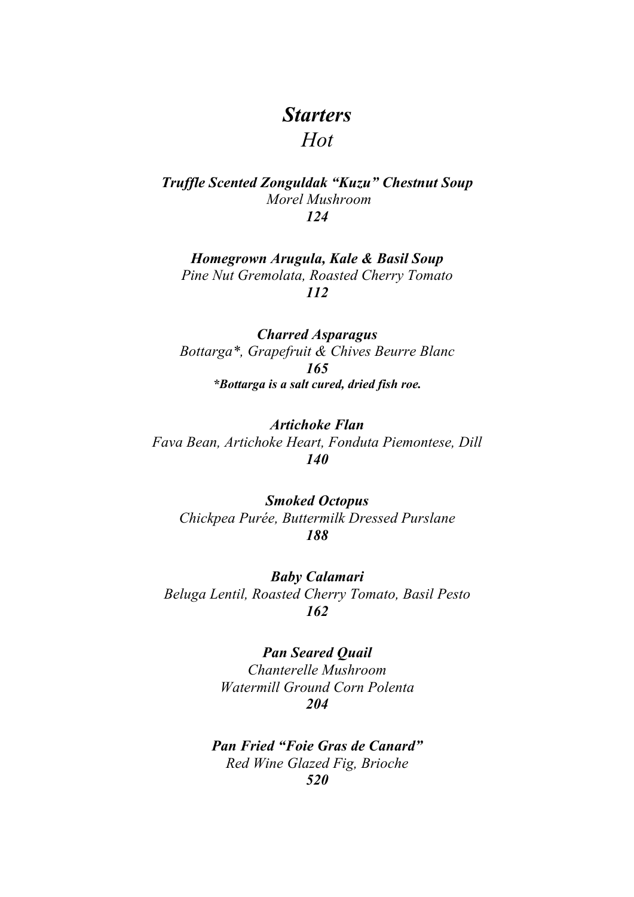# *Starters*

## *Hot*

***Truffle Scented Zonguldak "Kuzu" Chestnut Soup***
*Morel Mushroom*
***124***

***Homegrown Arugula, Kale & Basil Soup***
*Pine Nut Gremolata, Roasted Cherry Tomato*
***112***

***Charred Asparagus***
*Bottarga*, Grapefruit & Chives Beurre Blanc*
***165***
****Bottarga is a salt cured, dried fish roe.***

***Artichoke Flan***
*Fava Bean, Artichoke Heart, Fonduta Piemontese, Dill*
***140***

***Smoked Octopus***
*Chickpea Purée, Buttermilk Dressed Purslane*
***188***

***Baby Calamari***
*Beluga Lentil, Roasted Cherry Tomato, Basil Pesto*
***162***

***Pan Seared Quail***
*Chanterelle Mushroom*
*Watermill Ground Corn Polenta*
***204***

***Pan Fried "Foie Gras de Canard"***
*Red Wine Glazed Fig, Brioche*
***520***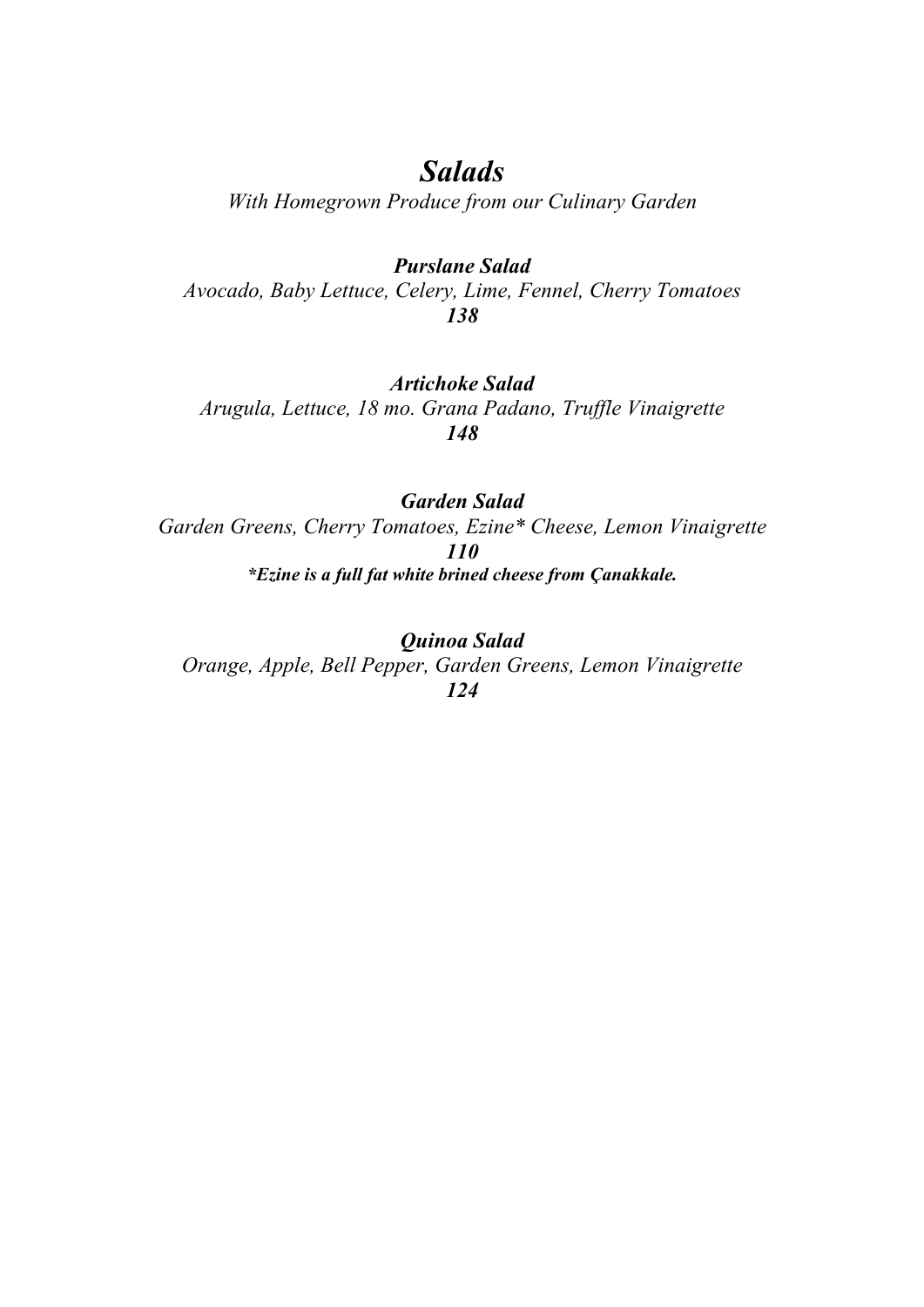# *Salads*

*With Homegrown Produce from our Culinary Garden*

***Purslane Salad***

*Avocado, Baby Lettuce, Celery, Lime, Fennel, Cherry Tomatoes*

***138***

***Artichoke Salad***

*Arugula, Lettuce, 18 mo. Grana Padano, Truffle Vinaigrette*

***148***

***Garden Salad***

*Garden Greens, Cherry Tomatoes, Ezine* Cheese, Lemon Vinaigrette*

***110***

****Ezine is a full fat white brined cheese from Çanakkale.***

***Quinoa Salad***

*Orange, Apple, Bell Pepper, Garden Greens, Lemon Vinaigrette*

***124***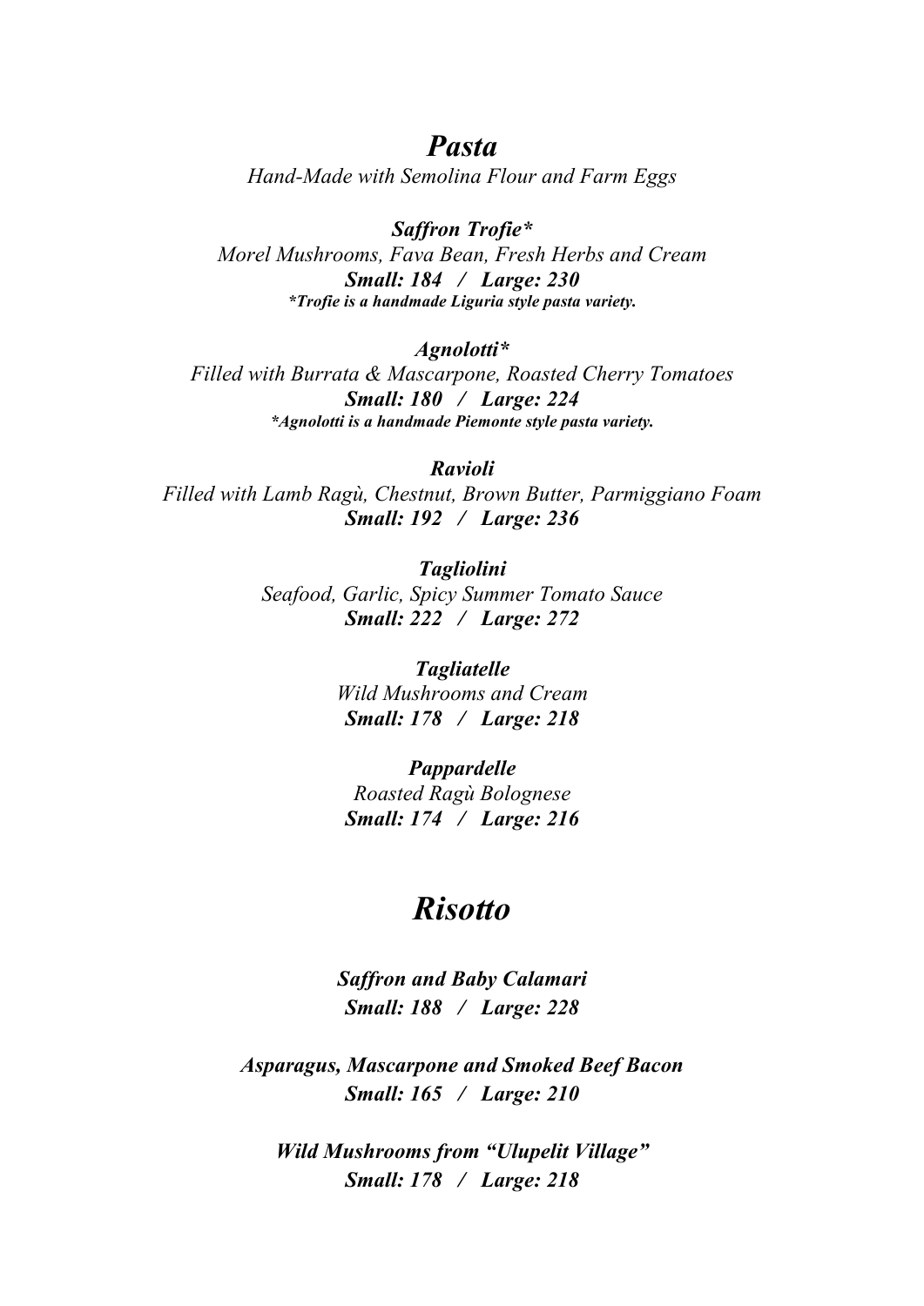# *Pasta*

*Hand-Made with Semolina Flour and Farm Eggs*

***Saffron Trofie****

*Morel Mushrooms, Fava Bean, Fresh Herbs and Cream*

***Small: 184 / Large: 230***

****Trofie is a handmade Liguria style pasta variety.***

***Agnolotti****

*Filled with Burrata & Mascarpone, Roasted Cherry Tomatoes*

***Small: 180 / Large: 224***

****Agnolotti is a handmade Piemonte style pasta variety.***

***Ravioli***

*Filled with Lamb Ragù, Chestnut, Brown Butter, Parmiggiano Foam*

***Small: 192 / Large: 236***

***Tagliolini***

*Seafood, Garlic, Spicy Summer Tomato Sauce*

***Small: 222 / Large: 272***

***Tagliatelle***

*Wild Mushrooms and Cream*

***Small: 178 / Large: 218***

***Pappardelle***

*Roasted Ragù Bolognese*

***Small: 174 / Large: 216***

# *Risotto*

***Saffron and Baby Calamari***

***Small: 188 / Large: 228***

***Asparagus, Mascarpone and Smoked Beef Bacon***

***Small: 165 / Large: 210***

***Wild Mushrooms from "Ulupelit Village"***

***Small: 178 / Large: 218***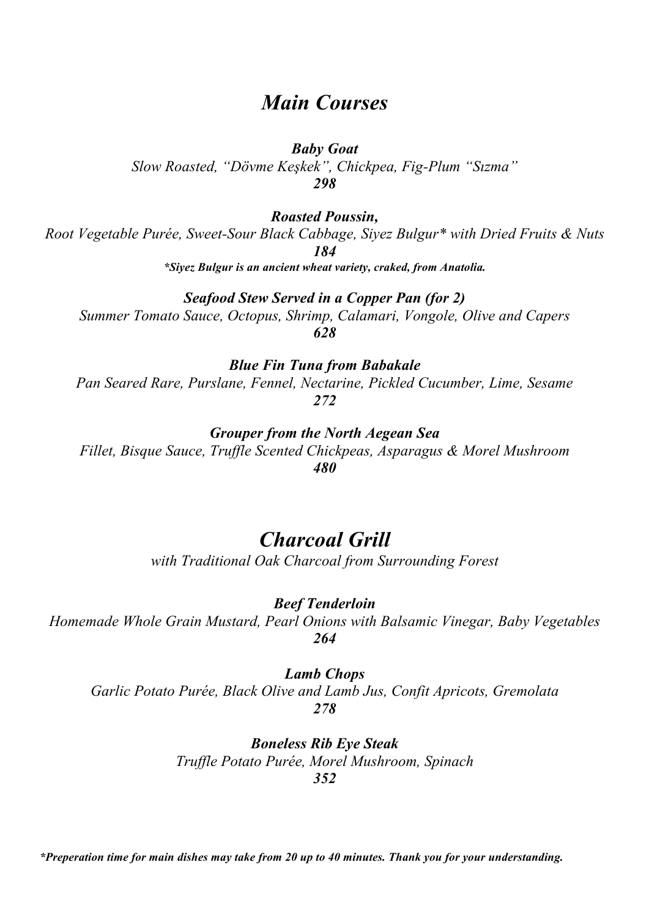## *Main Courses*

***Baby Goat***
*Slow Roasted, "Dövme Keşkek", Chickpea, Fig-Plum "Sızma"*
***298***

***Roasted Poussin,***
*Root Vegetable Purée, Sweet-Sour Black Cabbage, Siyez Bulgur* with Dried Fruits & Nuts*
***184***
****Siyez Bulgur is an ancient wheat variety, craked, from Anatolia.***

***Seafood Stew Served in a Copper Pan (for 2)***
*Summer Tomato Sauce, Octopus, Shrimp, Calamari, Vongole, Olive and Capers*
***628***

***Blue Fin Tuna from Babakale***
*Pan Seared Rare, Purslane, Fennel, Nectarine, Pickled Cucumber, Lime, Sesame*
***272***

***Grouper from the North Aegean Sea***
*Fillet, Bisque Sauce, Truffle Scented Chickpeas, Asparagus & Morel Mushroom*
***480***

## *Charcoal Grill*

*with Traditional Oak Charcoal from Surrounding Forest*

***Beef Tenderloin***
*Homemade Whole Grain Mustard, Pearl Onions with Balsamic Vinegar, Baby Vegetables*
***264***

***Lamb Chops***
*Garlic Potato Purée, Black Olive and Lamb Jus, Confit Apricots, Gremolata*
***278***

***Boneless Rib Eye Steak***
*Truffle Potato Purée, Morel Mushroom, Spinach*
***352***

****Preperation time for main dishes may take from 20 up to 40 minutes. Thank you for your understanding.***